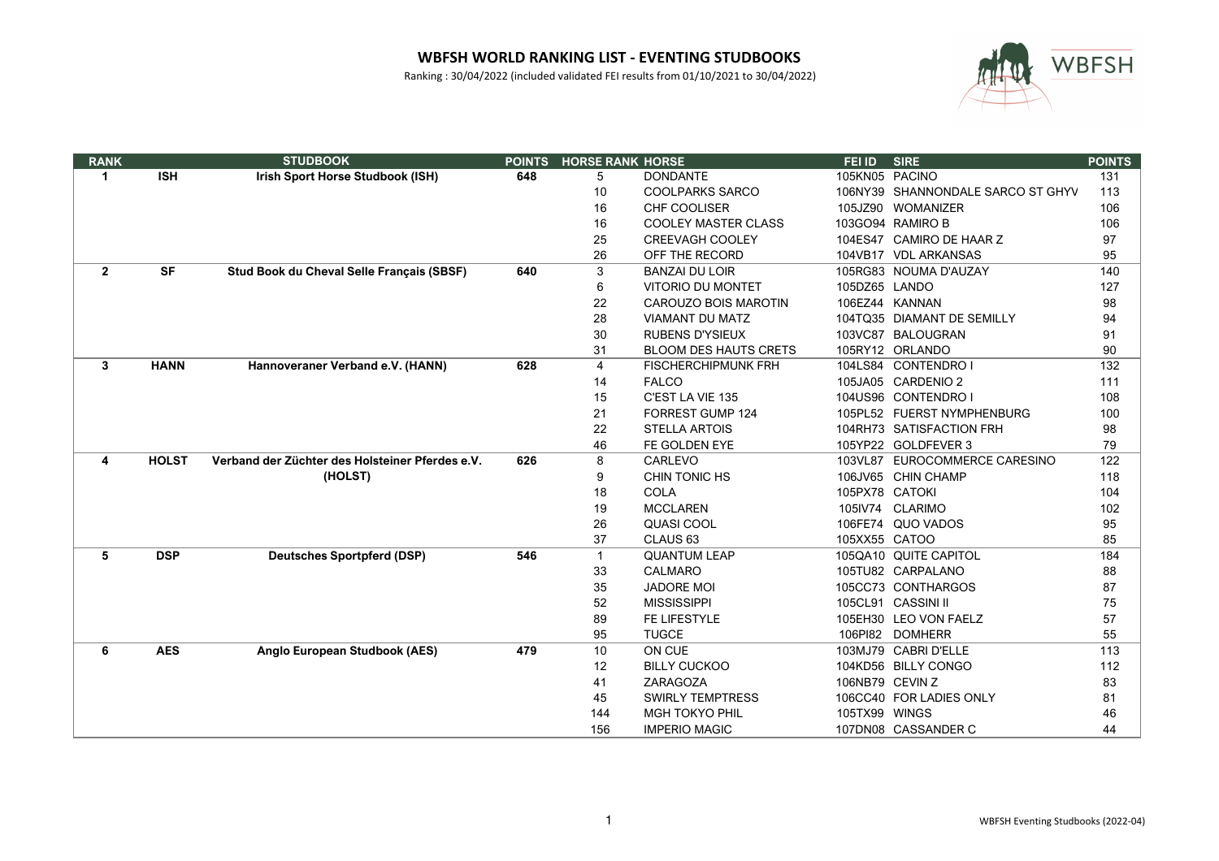# WBFSH WORLD RANKING LIST - EVENTING STUDBOOKS

Ranking : 30/04/2022 (included validated FEI results from 01/10/2021 to 30/04/2022)

| RANK | | STUDBOOK | POINTS | HORSE RANK | HORSE | FEI ID | SIRE | POINTS |
|---|---|---|---|---|---|---|---|---|
| **1** | **ISH** | **Irish Sport Horse Studbook (ISH)** | **648** | 5 | DONDANTE | 105KN05 | PACINO | 131 |
| | | | | 10 | COOLPARKS SARCO | 106NY39 | SHANNONDALE SARCO ST GHYV | 113 |
| | | | | 16 | CHF COOLISER | 105JZ90 | WOMANIZER | 106 |
| | | | | 16 | COOLEY MASTER CLASS | 103GO94 | RAMIRO B | 106 |
| | | | | 25 | CREEVAGH COOLEY | 104ES47 | CAMIRO DE HAAR Z | 97 |
| | | | | 26 | OFF THE RECORD | 104VB17 | VDL ARKANSAS | 95 |
| **2** | **SF** | **Stud Book du Cheval Selle Français (SBSF)** | **640** | 3 | BANZAI DU LOIR | 105RG83 | NOUMA D'AUZAY | 140 |
| | | | | 6 | VITORIO DU MONTET | 105DZ65 | LANDO | 127 |
| | | | | 22 | CAROUZO BOIS MAROTIN | 106EZ44 | KANNAN | 98 |
| | | | | 28 | VIAMANT DU MATZ | 104TQ35 | DIAMANT DE SEMILLY | 94 |
| | | | | 30 | RUBENS D'YSIEUX | 103VC87 | BALOUGRAN | 91 |
| | | | | 31 | BLOOM DES HAUTS CRETS | 105RY12 | ORLANDO | 90 |
| **3** | **HANN** | **Hannoveraner Verband e.V. (HANN)** | **628** | 4 | FISCHERCHIPMUNK FRH | 104LS84 | CONTENDRO I | 132 |
| | | | | 14 | FALCO | 105JA05 | CARDENIO 2 | 111 |
| | | | | 15 | C'EST LA VIE 135 | 104US96 | CONTENDRO I | 108 |
| | | | | 21 | FORREST GUMP 124 | 105PL52 | FUERST NYMPHENBURG | 100 |
| | | | | 22 | STELLA ARTOIS | 104RH73 | SATISFACTION FRH | 98 |
| | | | | 46 | FE GOLDEN EYE | 105YP22 | GOLDFEVER 3 | 79 |
| **4** | **HOLST** | **Verband der Züchter des Holsteiner Pferdes e.V. (HOLST)** | **626** | 8 | CARLEVO | 103VL87 | EUROCOMMERCE CARESINO | 122 |
| | | | | 9 | CHIN TONIC HS | 106JV65 | CHIN CHAMP | 118 |
| | | | | 18 | COLA | 105PX78 | CATOKI | 104 |
| | | | | 19 | MCCLAREN | 105IV74 | CLARIMO | 102 |
| | | | | 26 | QUASI COOL | 106FE74 | QUO VADOS | 95 |
| | | | | 37 | CLAUS 63 | 105XX55 | CATOO | 85 |
| **5** | **DSP** | **Deutsches Sportpferd (DSP)** | **546** | 1 | QUANTUM LEAP | 105QA10 | QUITE CAPITOL | 184 |
| | | | | 33 | CALMARO | 105TU82 | CARPALANO | 88 |
| | | | | 35 | JADORE MOI | 105CC73 | CONTHARGOS | 87 |
| | | | | 52 | MISSISSIPPI | 105CL91 | CASSINI II | 75 |
| | | | | 89 | FE LIFESTYLE | 105EH30 | LEO VON FAELZ | 57 |
| | | | | 95 | TUGCE | 106PI82 | DOMHERR | 55 |
| **6** | **AES** | **Anglo European Studbook (AES)** | **479** | 10 | ON CUE | 103MJ79 | CABRI D'ELLE | 113 |
| | | | | 12 | BILLY CUCKOO | 104KD56 | BILLY CONGO | 112 |
| | | | | 41 | ZARAGOZA | 106NB79 | CEVIN Z | 83 |
| | | | | 45 | SWIRLY TEMPTRESS | 106CC40 | FOR LADIES ONLY | 81 |
| | | | | 144 | MGH TOKYO PHIL | 105TX99 | WINGS | 46 |
| | | | | 156 | IMPERIO MAGIC | 107DN08 | CASSANDER C | 44 |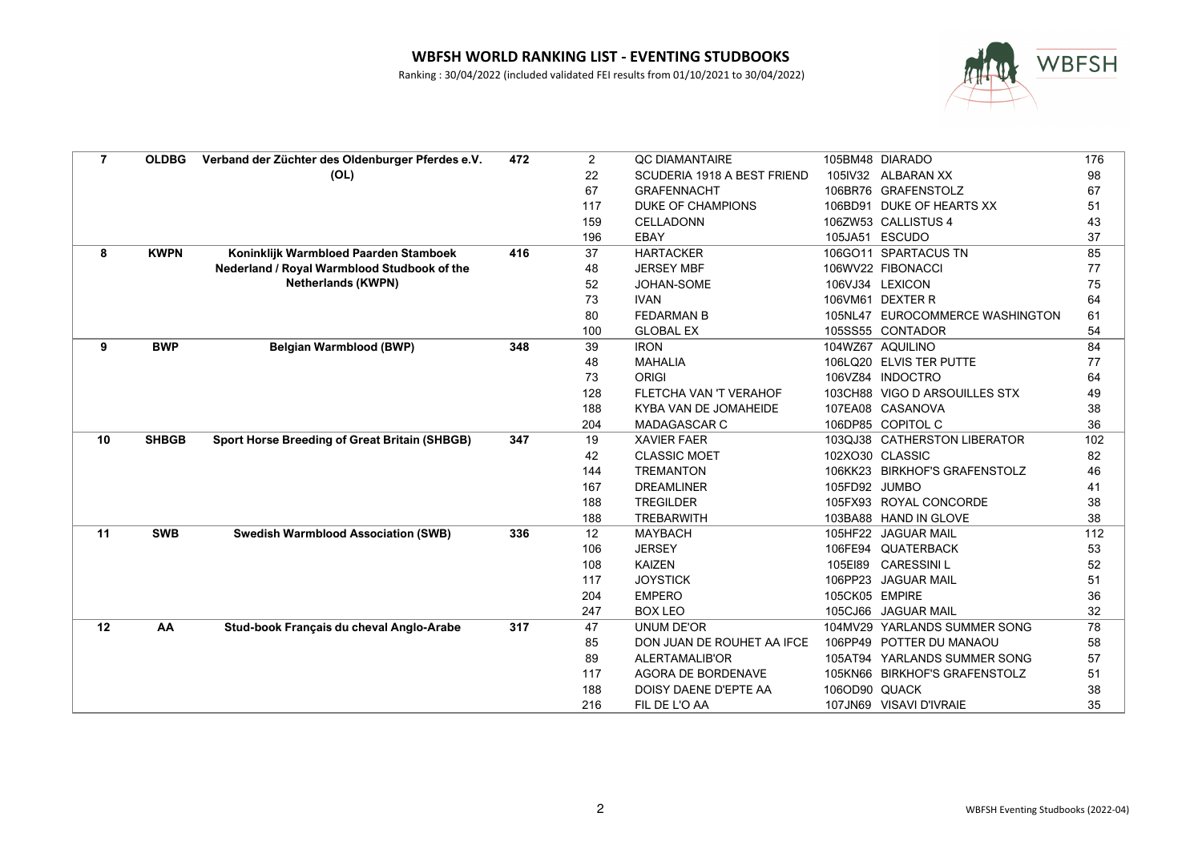# WBFSH WORLD RANKING LIST - EVENTING STUDBOOKS

Ranking : 30/04/2022 (included validated FEI results from 01/10/2021 to 30/04/2022)

| | | | | | | | | |
|---|---|---|---|---|---|---|---|---|
| **7** | **OLDBG** | **Verband der Züchter des Oldenburger Pferdes e.V. (OL)** | **472** | 2 | QC DIAMANTAIRE | 105BM48 | DIARADO | 176 |
| | | | | 22 | SCUDERIA 1918 A BEST FRIEND | 105IV32 | ALBARAN XX | 98 |
| | | | | 67 | GRAFENNACHT | 106BR76 | GRAFENSTOLZ | 67 |
| | | | | 117 | DUKE OF CHAMPIONS | 106BD91 | DUKE OF HEARTS XX | 51 |
| | | | | 159 | CELLADONN | 106ZW53 | CALLISTUS 4 | 43 |
| | | | | 196 | EBAY | 105JA51 | ESCUDO | 37 |
| **8** | **KWPN** | **Koninklijk Warmbloed Paarden Stamboek Nederland / Royal Warmblood Studbook of the Netherlands (KWPN)** | **416** | 37 | HARTACKER | 106GO11 | SPARTACUS TN | 85 |
| | | | | 48 | JERSEY MBF | 106WV22 | FIBONACCI | 77 |
| | | | | 52 | JOHAN-SOME | 106VJ34 | LEXICON | 75 |
| | | | | 73 | IVAN | 106VM61 | DEXTER R | 64 |
| | | | | 80 | FEDARMAN B | 105NL47 | EUROCOMMERCE WASHINGTON | 61 |
| | | | | 100 | GLOBAL EX | 105SS55 | CONTADOR | 54 |
| **9** | **BWP** | **Belgian Warmblood (BWP)** | **348** | 39 | IRON | 104WZ67 | AQUILINO | 84 |
| | | | | 48 | MAHALIA | 106LQ20 | ELVIS TER PUTTE | 77 |
| | | | | 73 | ORIGI | 106VZ84 | INDOCTRO | 64 |
| | | | | 128 | FLETCHA VAN 'T VERAHOF | 103CH88 | VIGO D ARSOUILLES STX | 49 |
| | | | | 188 | KYBA VAN DE JOMAHEIDE | 107EA08 | CASANOVA | 38 |
| | | | | 204 | MADAGASCAR C | 106DP85 | COPITOL C | 36 |
| **10** | **SHBGB** | **Sport Horse Breeding of Great Britain (SHBGB)** | **347** | 19 | XAVIER FAER | 103QJ38 | CATHERSTON LIBERATOR | 102 |
| | | | | 42 | CLASSIC MOET | 102XO30 | CLASSIC | 82 |
| | | | | 144 | TREMANTON | 106KK23 | BIRKHOF'S GRAFENSTOLZ | 46 |
| | | | | 167 | DREAMLINER | 105FD92 | JUMBO | 41 |
| | | | | 188 | TREGILDER | 105FX93 | ROYAL CONCORDE | 38 |
| | | | | 188 | TREBARWITH | 103BA88 | HAND IN GLOVE | 38 |
| **11** | **SWB** | **Swedish Warmblood Association (SWB)** | **336** | 12 | MAYBACH | 105HF22 | JAGUAR MAIL | 112 |
| | | | | 106 | JERSEY | 106FE94 | QUATERBACK | 53 |
| | | | | 108 | KAIZEN | 105EI89 | CARESSINI L | 52 |
| | | | | 117 | JOYSTICK | 106PP23 | JAGUAR MAIL | 51 |
| | | | | 204 | EMPERO | 105CK05 | EMPIRE | 36 |
| | | | | 247 | BOX LEO | 105CJ66 | JAGUAR MAIL | 32 |
| **12** | **AA** | **Stud-book Français du cheval Anglo-Arabe** | **317** | 47 | UNUM DE'OR | 104MV29 | YARLANDS SUMMER SONG | 78 |
| | | | | 85 | DON JUAN DE ROUHET AA IFCE | 106PP49 | POTTER DU MANAOU | 58 |
| | | | | 89 | ALERTAMALIB'OR | 105AT94 | YARLANDS SUMMER SONG | 57 |
| | | | | 117 | AGORA DE BORDENAVE | 105KN66 | BIRKHOF'S GRAFENSTOLZ | 51 |
| | | | | 188 | DOISY DAENE D'EPTE AA | 106OD90 | QUACK | 38 |
| | | | | 216 | FIL DE L'O AA | 107JN69 | VISAVI D'IVRAIE | 35 |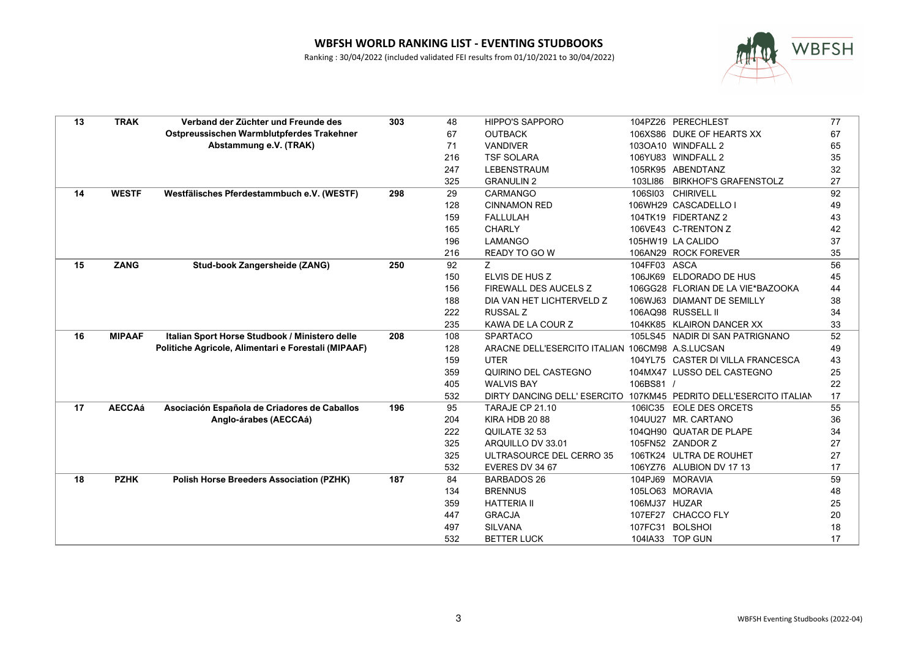# WBFSH WORLD RANKING LIST - EVENTING STUDBOOKS

Ranking : 30/04/2022 (included validated FEI results from 01/10/2021 to 30/04/2022)

| | | | | | | | | |
|---|---|---|---|---|---|---|---|---|
| **13** | **TRAK** | **Verband der Züchter und Freunde des Ostpreussischen Warmblutpferdes Trakehner Abstammung e.V. (TRAK)** | **303** | 48 | HIPPO'S SAPPORO | 104PZ26 | PERECHLEST | 77 |
| | | | | 67 | OUTBACK | 106XS86 | DUKE OF HEARTS XX | 67 |
| | | | | 71 | VANDIVER | 103OA10 | WINDFALL 2 | 65 |
| | | | | 216 | TSF SOLARA | 106YU83 | WINDFALL 2 | 35 |
| | | | | 247 | LEBENSTRAUM | 105RK95 | ABENDTANZ | 32 |
| | | | | 325 | GRANULIN 2 | 103LI86 | BIRKHOF'S GRAFENSTOLZ | 27 |
| **14** | **WESTF** | **Westfälisches Pferdestammbuch e.V. (WESTF)** | **298** | 29 | CARMANGO | 106SI03 | CHIRIVELL | 92 |
| | | | | 128 | CINNAMON RED | 106WH29 | CASCADELLO I | 49 |
| | | | | 159 | FALLULAH | 104TK19 | FIDERTANZ 2 | 43 |
| | | | | 165 | CHARLY | 106VE43 | C-TRENTON Z | 42 |
| | | | | 196 | LAMANGO | 105HW19 | LA CALIDO | 37 |
| | | | | 216 | READY TO GO W | 106AN29 | ROCK FOREVER | 35 |
| **15** | **ZANG** | **Stud-book Zangersheide (ZANG)** | **250** | 92 | Z | 104FF03 | ASCA | 56 |
| | | | | 150 | ELVIS DE HUS Z | 106JK69 | ELDORADO DE HUS | 45 |
| | | | | 156 | FIREWALL DES AUCELS Z | 106GG28 | FLORIAN DE LA VIE*BAZOOKA | 44 |
| | | | | 188 | DIA VAN HET LICHTERVELD Z | 106WJ63 | DIAMANT DE SEMILLY | 38 |
| | | | | 222 | RUSSAL Z | 106AQ98 | RUSSELL II | 34 |
| | | | | 235 | KAWA DE LA COUR Z | 104KK85 | KLAIRON DANCER XX | 33 |
| **16** | **MIPAAF** | **Italian Sport Horse Studbook / Ministero delle Politiche Agricole, Alimentari e Forestali (MIPAAF)** | **208** | 108 | SPARTACO | 105LS45 | NADIR DI SAN PATRIGNANO | 52 |
| | | | | 128 | ARACNE DELL'ESERCITO ITALIAN | 106CM98 | A.S.LUCSAN | 49 |
| | | | | 159 | UTER | 104YL75 | CASTER DI VILLA FRANCESCA | 43 |
| | | | | 359 | QUIRINO DEL CASTEGNO | 104MX47 | LUSSO DEL CASTEGNO | 25 |
| | | | | 405 | WALVIS BAY | 106BS81 | / | 22 |
| | | | | 532 | DIRTY DANCING DELL' ESERCITO | 107KM45 | PEDRITO DELL'ESERCITO ITALIAN | 17 |
| **17** | **AECCAá** | **Asociación Española de Criadores de Caballos Anglo-árabes (AECCAá)** | **196** | 95 | TARAJE CP 21.10 | 106IC35 | EOLE DES ORCETS | 55 |
| | | | | 204 | KIRA HDB 20 88 | 104UU27 | MR. CARTANO | 36 |
| | | | | 222 | QUILATE 32 53 | 104QH90 | QUATAR DE PLAPE | 34 |
| | | | | 325 | ARQUILLO DV 33.01 | 105FN52 | ZANDOR Z | 27 |
| | | | | 325 | ULTRASOURCE DEL CERRO 35 | 106TK24 | ULTRA DE ROUHET | 27 |
| | | | | 532 | EVERES DV 34 67 | 106YZ76 | ALUBION DV 17 13 | 17 |
| **18** | **PZHK** | **Polish Horse Breeders Association (PZHK)** | **187** | 84 | BARBADOS 26 | 104PJ69 | MORAVIA | 59 |
| | | | | 134 | BRENNUS | 105LO63 | MORAVIA | 48 |
| | | | | 359 | HATTERIA II | 106MJ37 | HUZAR | 25 |
| | | | | 447 | GRACJA | 107EF27 | CHACCO FLY | 20 |
| | | | | 497 | SILVANA | 107FC31 | BOLSHOI | 18 |
| | | | | 532 | BETTER LUCK | 104IA33 | TOP GUN | 17 |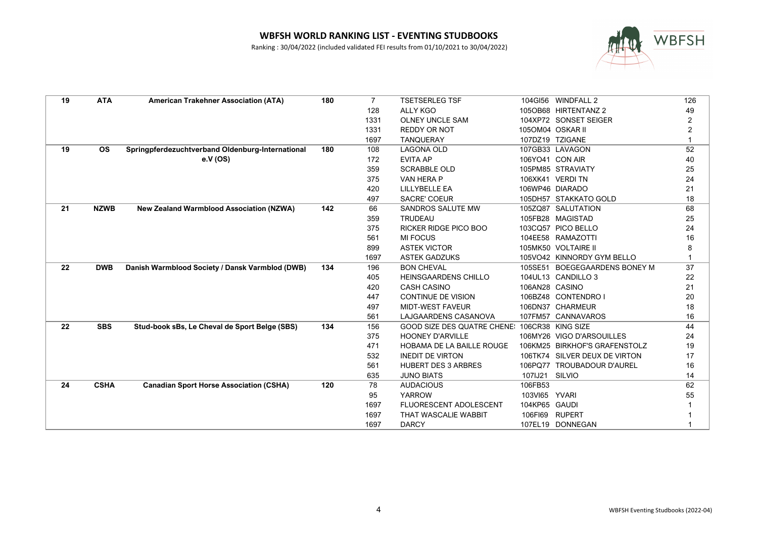# WBFSH WORLD RANKING LIST - EVENTING STUDBOOKS

Ranking : 30/04/2022 (included validated FEI results from 01/10/2021 to 30/04/2022)

| | | | | | | | | |
|---|---|---|---|---|---|---|---|---|
| **19** | **ATA** | **American Trakehner Association (ATA)** | **180** | 7 | TSETSERLEG TSF | 104GI56 | WINDFALL 2 | 126 |
| | | | | 128 | ALLY KGO | 105OB68 | HIRTENTANZ 2 | 49 |
| | | | | 1331 | OLNEY UNCLE SAM | 104XP72 | SONSET SEIGER | 2 |
| | | | | 1331 | REDDY OR NOT | 105OM04 | OSKAR II | 2 |
| | | | | 1697 | TANQUERAY | 107DZ19 | TZIGANE | 1 |
| **19** | **OS** | **Springpferdezuchtverband Oldenburg-International e.V (OS)** | **180** | 108 | LAGONA OLD | 107GB33 | LAVAGON | 52 |
| | | | | 172 | EVITA AP | 106YO41 | CON AIR | 40 |
| | | | | 359 | SCRABBLE OLD | 105PM85 | STRAVIATY | 25 |
| | | | | 375 | VAN HERA P | 106XK41 | VERDI TN | 24 |
| | | | | 420 | LILLYBELLE EA | 106WP46 | DIARADO | 21 |
| | | | | 497 | SACRE' COEUR | 105DH57 | STAKKATO GOLD | 18 |
| **21** | **NZWB** | **New Zealand Warmblood Association (NZWA)** | **142** | 66 | SANDROS SALUTE MW | 105ZQ87 | SALUTATION | 68 |
| | | | | 359 | TRUDEAU | 105FB28 | MAGISTAD | 25 |
| | | | | 375 | RICKER RIDGE PICO BOO | 103CQ57 | PICO BELLO | 24 |
| | | | | 561 | MI FOCUS | 104EE58 | RAMAZOTTI | 16 |
| | | | | 899 | ASTEK VICTOR | 105MK50 | VOLTAIRE II | 8 |
| | | | | 1697 | ASTEK GADZUKS | 105VO42 | KINNORDY GYM BELLO | 1 |
| **22** | **DWB** | **Danish Warmblood Society / Dansk Varmblod (DWB)** | **134** | 196 | BON CHEVAL | 105SE51 | BOEGEGAARDENS BONEY M | 37 |
| | | | | 405 | HEINSGAARDENS CHILLO | 104UL13 | CANDILLO 3 | 22 |
| | | | | 420 | CASH CASINO | 106AN28 | CASINO | 21 |
| | | | | 447 | CONTINUE DE VISION | 106BZ48 | CONTENDRO I | 20 |
| | | | | 497 | MIDT-WEST FAVEUR | 106DN37 | CHARMEUR | 18 |
| | | | | 561 | LAJGAARDENS CASANOVA | 107FM57 | CANNAVAROS | 16 |
| **22** | **SBS** | **Stud-book sBs, Le Cheval de Sport Belge (SBS)** | **134** | 156 | GOOD SIZE DES QUATRE CHENE! | 106CR38 | KING SIZE | 44 |
| | | | | 375 | HOONEY D'ARVILLE | 106MY26 | VIGO D'ARSOUILLES | 24 |
| | | | | 471 | HOBAMA DE LA BAILLE ROUGE | 106KM25 | BIRKHOF'S GRAFENSTOLZ | 19 |
| | | | | 532 | INEDIT DE VIRTON | 106TK74 | SILVER DEUX DE VIRTON | 17 |
| | | | | 561 | HUBERT DES 3 ARBRES | 106PQ77 | TROUBADOUR D'AUREL | 16 |
| | | | | 635 | JUNO BIATS | 107IJ21 | SILVIO | 14 |
| **24** | **CSHA** | **Canadian Sport Horse Association (CSHA)** | **120** | 78 | AUDACIOUS | 106FB53 | | 62 |
| | | | | 95 | YARROW | 103VI65 | YVARI | 55 |
| | | | | 1697 | FLUORESCENT ADOLESCENT | 104KP65 | GAUDI | 1 |
| | | | | 1697 | THAT WASCALIE WABBIT | 106FI69 | RUPERT | 1 |
| | | | | 1697 | DARCY | 107EL19 | DONNEGAN | 1 |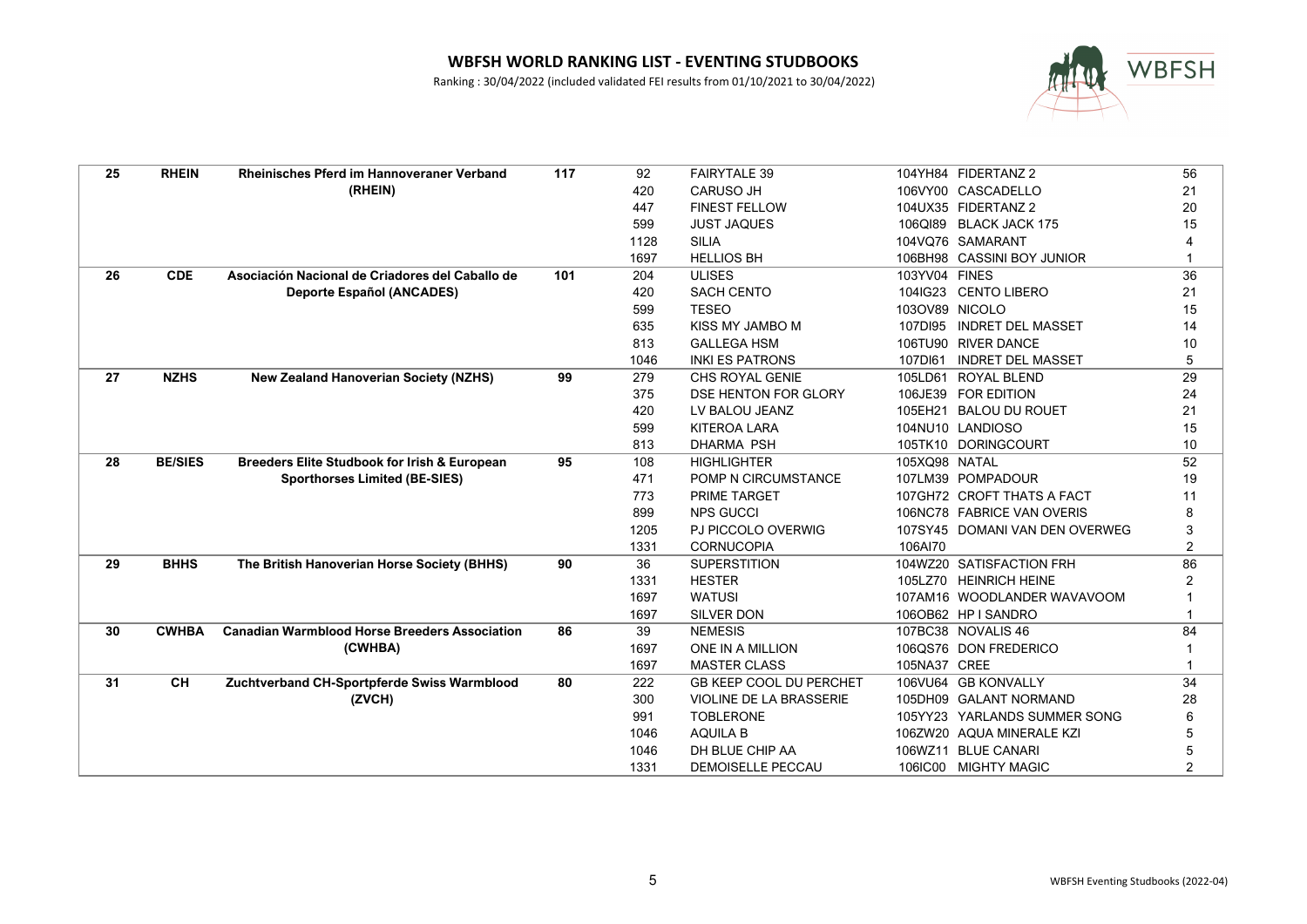## WBFSH WORLD RANKING LIST - EVENTING STUDBOOKS

Ranking : 30/04/2022 (included validated FEI results from 01/10/2021 to 30/04/2022)

| | | | | | | | |
|---|---|---|---|---|---|---|---|
| **25** | **RHEIN** | **Rheinisches Pferd im Hannoveraner Verband (RHEIN)** | **117** | 92 | FAIRYTALE 39 | 104YH84 FIDERTANZ 2 | 56 |
| | | | | 420 | CARUSO JH | 106VY00 CASCADELLO | 21 |
| | | | | 447 | FINEST FELLOW | 104UX35 FIDERTANZ 2 | 20 |
| | | | | 599 | JUST JAQUES | 106QI89 BLACK JACK 175 | 15 |
| | | | | 1128 | SILIA | 104VQ76 SAMARANT | 4 |
| | | | | 1697 | HELLIOS BH | 106BH98 CASSINI BOY JUNIOR | 1 |
| **26** | **CDE** | **Asociación Nacional de Criadores del Caballo de Deporte Español (ANCADES)** | **101** | 204 | ULISES | 103YV04 FINES | 36 |
| | | | | 420 | SACH CENTO | 104IG23 CENTO LIBERO | 21 |
| | | | | 599 | TESEO | 103OV89 NICOLO | 15 |
| | | | | 635 | KISS MY JAMBO M | 107DI95 INDRET DEL MASSET | 14 |
| | | | | 813 | GALLEGA HSM | 106TU90 RIVER DANCE | 10 |
| | | | | 1046 | INKI ES PATRONS | 107DI61 INDRET DEL MASSET | 5 |
| **27** | **NZHS** | **New Zealand Hanoverian Society (NZHS)** | **99** | 279 | CHS ROYAL GENIE | 105LD61 ROYAL BLEND | 29 |
| | | | | 375 | DSE HENTON FOR GLORY | 106JE39 FOR EDITION | 24 |
| | | | | 420 | LV BALOU JEANZ | 105EH21 BALOU DU ROUET | 21 |
| | | | | 599 | KITEROA LARA | 104NU10 LANDIOSO | 15 |
| | | | | 813 | DHARMA PSH | 105TK10 DORINGCOURT | 10 |
| **28** | **BE/SIES** | **Breeders Elite Studbook for Irish & European Sporthorses Limited (BE-SIES)** | **95** | 108 | HIGHLIGHTER | 105XQ98 NATAL | 52 |
| | | | | 471 | POMP N CIRCUMSTANCE | 107LM39 POMPADOUR | 19 |
| | | | | 773 | PRIME TARGET | 107GH72 CROFT THATS A FACT | 11 |
| | | | | 899 | NPS GUCCI | 106NC78 FABRICE VAN OVERIS | 8 |
| | | | | 1205 | PJ PICCOLO OVERWIG | 107SY45 DOMANI VAN DEN OVERWEG | 3 |
| | | | | 1331 | CORNUCOPIA | 106AI70 | 2 |
| **29** | **BHHS** | **The British Hanoverian Horse Society (BHHS)** | **90** | 36 | SUPERSTITION | 104WZ20 SATISFACTION FRH | 86 |
| | | | | 1331 | HESTER | 105LZ70 HEINRICH HEINE | 2 |
| | | | | 1697 | WATUSI | 107AM16 WOODLANDER WAVAVOOM | 1 |
| | | | | 1697 | SILVER DON | 106OB62 HP I SANDRO | 1 |
| **30** | **CWHBA** | **Canadian Warmblood Horse Breeders Association (CWHBA)** | **86** | 39 | NEMESIS | 107BC38 NOVALIS 46 | 84 |
| | | | | 1697 | ONE IN A MILLION | 106QS76 DON FREDERICO | 1 |
| | | | | 1697 | MASTER CLASS | 105NA37 CREE | 1 |
| **31** | **CH** | **Zuchtverband CH-Sportpferde Swiss Warmblood (ZVCH)** | **80** | 222 | GB KEEP COOL DU PERCHET | 106VU64 GB KONVALLY | 34 |
| | | | | 300 | VIOLINE DE LA BRASSERIE | 105DH09 GALANT NORMAND | 28 |
| | | | | 991 | TOBLERONE | 105YY23 YARLANDS SUMMER SONG | 6 |
| | | | | 1046 | AQUILA B | 106ZW20 AQUA MINERALE KZI | 5 |
| | | | | 1046 | DH BLUE CHIP AA | 106WZ11 BLUE CANARI | 5 |
| | | | | 1331 | DEMOISELLE PECCAU | 106IC00 MIGHTY MAGIC | 2 |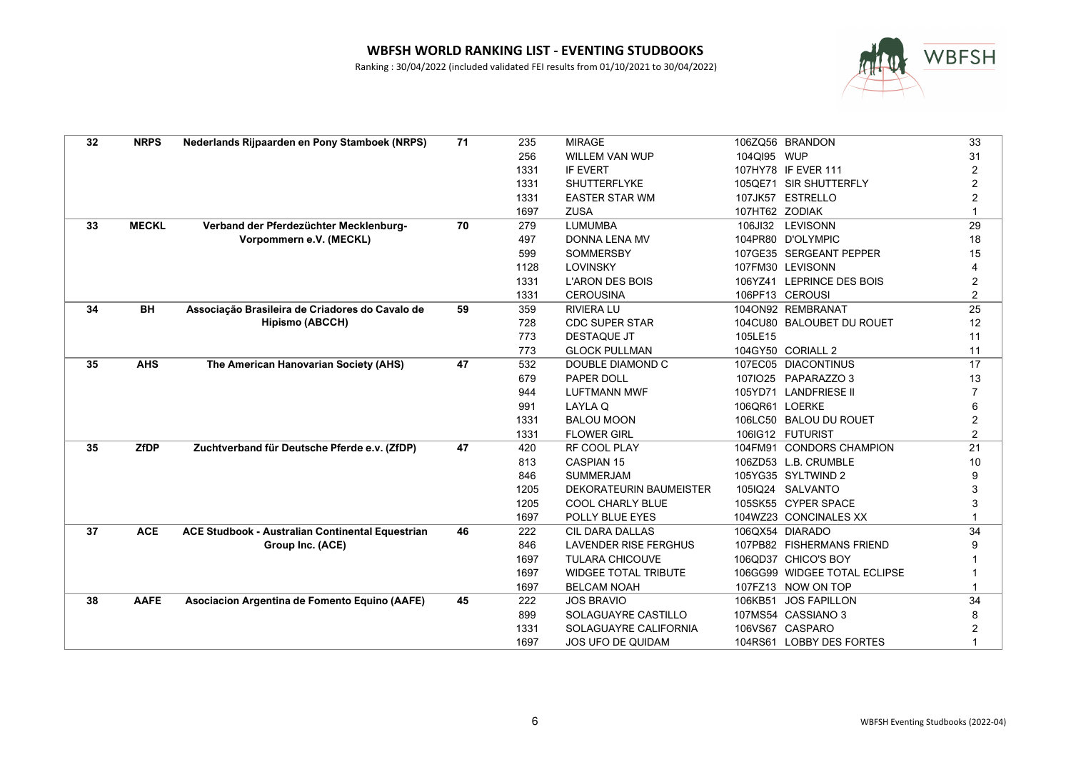# WBFSH WORLD RANKING LIST - EVENTING STUDBOOKS

Ranking : 30/04/2022 (included validated FEI results from 01/10/2021 to 30/04/2022)

| | | | | | | | | |
|---|---|---|---|---|---|---|---|---|
| **32** | **NRPS** | **Nederlands Rijpaarden en Pony Stamboek (NRPS)** | **71** | 235 | MIRAGE | 106ZQ56 | BRANDON | 33 |
| | | | | 256 | WILLEM VAN WUP | 104QI95 | WUP | 31 |
| | | | | 1331 | IF EVERT | 107HY78 | IF EVER 111 | 2 |
| | | | | 1331 | SHUTTERFLYKE | 105QE71 | SIR SHUTTERFLY | 2 |
| | | | | 1331 | EASTER STAR WM | 107JK57 | ESTRELLO | 2 |
| | | | | 1697 | ZUSA | 107HT62 | ZODIAK | 1 |
| **33** | **MECKL** | **Verband der Pferdezüchter Mecklenburg-Vorpommern e.V. (MECKL)** | **70** | 279 | LUMUMBA | 106JI32 | LEVISONN | 29 |
| | | | | 497 | DONNA LENA MV | 104PR80 | D'OLYMPIC | 18 |
| | | | | 599 | SOMMERSBY | 107GE35 | SERGEANT PEPPER | 15 |
| | | | | 1128 | LOVINSKY | 107FM30 | LEVISONN | 4 |
| | | | | 1331 | L'ARON DES BOIS | 106YZ41 | LEPRINCE DES BOIS | 2 |
| | | | | 1331 | CEROUSINA | 106PF13 | CEROUSI | 2 |
| **34** | **BH** | **Associação Brasileira de Criadores do Cavalo de Hipismo (ABCCH)** | **59** | 359 | RIVIERA LU | 104ON92 | REMBRANAT | 25 |
| | | | | 728 | CDC SUPER STAR | 104CU80 | BALOUBET DU ROUET | 12 |
| | | | | 773 | DESTAQUE JT | 105LE15 | | 11 |
| | | | | 773 | GLOCK PULLMAN | 104GY50 | CORIALL 2 | 11 |
| **35** | **AHS** | **The American Hanoverian Society (AHS)** | **47** | 532 | DOUBLE DIAMOND C | 107EC05 | DIACONTINUS | 17 |
| | | | | 679 | PAPER DOLL | 107IO25 | PAPARAZZO 3 | 13 |
| | | | | 944 | LUFTMANN MWF | 105YD71 | LANDFRIESE II | 7 |
| | | | | 991 | LAYLA Q | 106QR61 | LOERKE | 6 |
| | | | | 1331 | BALOU MOON | 106LC50 | BALOU DU ROUET | 2 |
| | | | | 1331 | FLOWER GIRL | 106IG12 | FUTURIST | 2 |
| **35** | **ZfDP** | **Zuchtverband für Deutsche Pferde e.v. (ZfDP)** | **47** | 420 | RF COOL PLAY | 104FM91 | CONDORS CHAMPION | 21 |
| | | | | 813 | CASPIAN 15 | 106ZD53 | L.B. CRUMBLE | 10 |
| | | | | 846 | SUMMERJAM | 105YG35 | SYLTWIND 2 | 9 |
| | | | | 1205 | DEKORATEURIN BAUMEISTER | 105IQ24 | SALVANTO | 3 |
| | | | | 1205 | COOL CHARLY BLUE | 105SK55 | CYPER SPACE | 3 |
| | | | | 1697 | POLLY BLUE EYES | 104WZ23 | CONCINALES XX | 1 |
| **37** | **ACE** | **ACE Studbook - Australian Continental Equestrian Group Inc. (ACE)** | **46** | 222 | CIL DARA DALLAS | 106QX54 | DIARADO | 34 |
| | | | | 846 | LAVENDER RISE FERGHUS | 107PB82 | FISHERMANS FRIEND | 9 |
| | | | | 1697 | TULARA CHICOUVE | 106QD37 | CHICO'S BOY | 1 |
| | | | | 1697 | WIDGEE TOTAL TRIBUTE | 106GG99 | WIDGEE TOTAL ECLIPSE | 1 |
| | | | | 1697 | BELCAM NOAH | 107FZ13 | NOW ON TOP | 1 |
| **38** | **AAFE** | **Asociacion Argentina de Fomento Equino (AAFE)** | **45** | 222 | JOS BRAVIO | 106KB51 | JOS FAPILLON | 34 |
| | | | | 899 | SOLAGUAYRE CASTILLO | 107MS54 | CASSIANO 3 | 8 |
| | | | | 1331 | SOLAGUAYRE CALIFORNIA | 106VS67 | CASPARO | 2 |
| | | | | 1697 | JOS UFO DE QUIDAM | 104RS61 | LOBBY DES FORTES | 1 |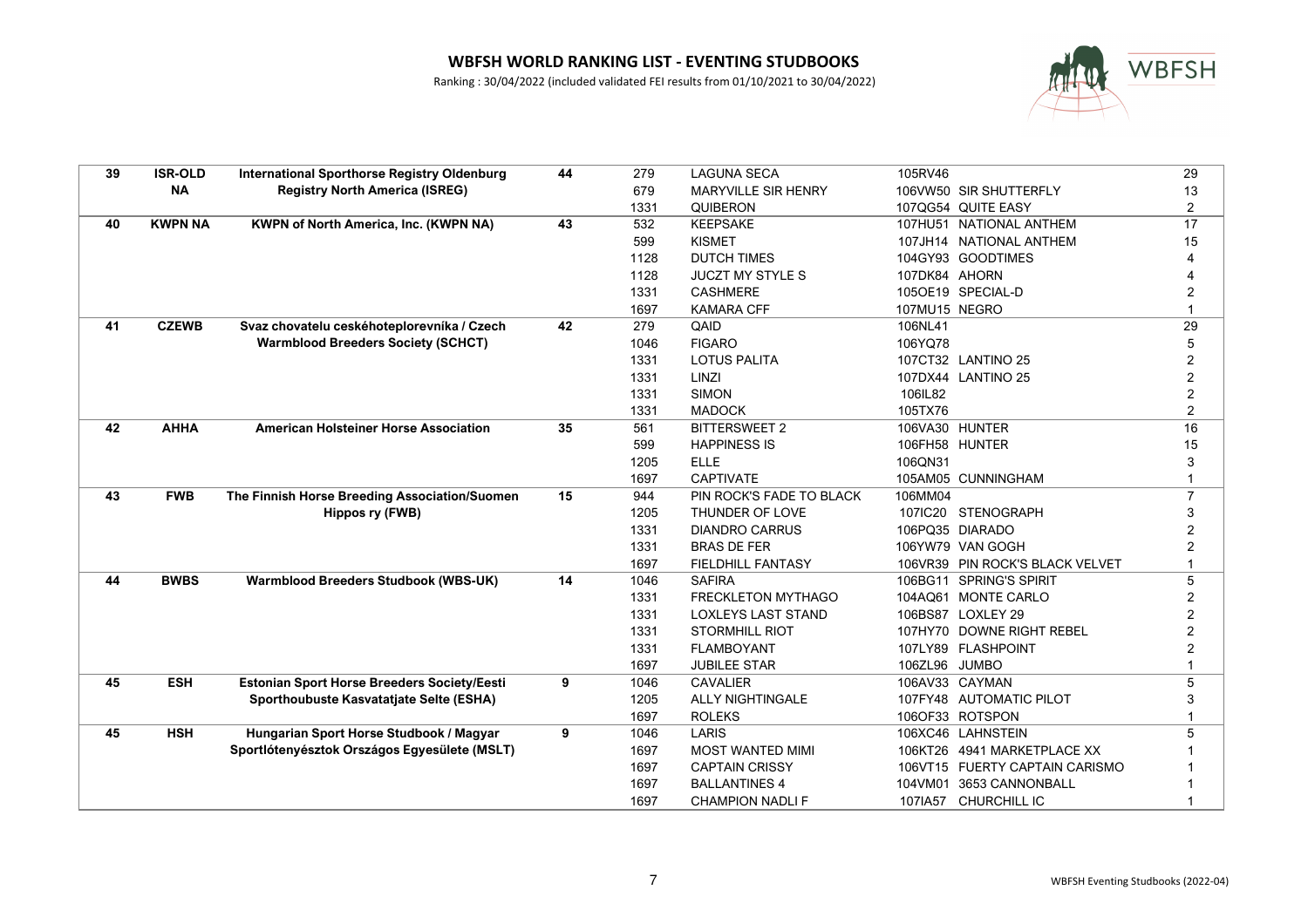# WBFSH WORLD RANKING LIST - EVENTING STUDBOOKS

Ranking : 30/04/2022 (included validated FEI results from 01/10/2021 to 30/04/2022)

| | | | | | | | |
|---|---|---|---|---|---|---|---|
| **39** | **ISR-OLD NA** | **International Sporthorse Registry Oldenburg Registry North America (ISREG)** | **44** | 279 | LAGUNA SECA | 105RV46 | 29 |
| | | | | 679 | MARYVILLE SIR HENRY | 106VW50 SIR SHUTTERFLY | 13 |
| | | | | 1331 | QUIBERON | 107QG54 QUITE EASY | 2 |
| **40** | **KWPN NA** | **KWPN of North America, Inc. (KWPN NA)** | **43** | 532 | KEEPSAKE | 107HU51 NATIONAL ANTHEM | 17 |
| | | | | 599 | KISMET | 107JH14 NATIONAL ANTHEM | 15 |
| | | | | 1128 | DUTCH TIMES | 104GY93 GOODTIMES | 4 |
| | | | | 1128 | JUCZT MY STYLE S | 107DK84 AHORN | 4 |
| | | | | 1331 | CASHMERE | 105OE19 SPECIAL-D | 2 |
| | | | | 1697 | KAMARA CFF | 107MU15 NEGRO | 1 |
| **41** | **CZEWB** | **Svaz chovatelu českéhoteplorevníka / Czech Warmblood Breeders Society (SCHCT)** | **42** | 279 | QAID | 106NL41 | 29 |
| | | | | 1046 | FIGARO | 106YQ78 | 5 |
| | | | | 1331 | LOTUS PALITA | 107CT32 LANTINO 25 | 2 |
| | | | | 1331 | LINZI | 107DX44 LANTINO 25 | 2 |
| | | | | 1331 | SIMON | 106IL82 | 2 |
| | | | | 1331 | MADOCK | 105TX76 | 2 |
| **42** | **AHHA** | **American Holsteiner Horse Association** | **35** | 561 | BITTERSWEET 2 | 106VA30 HUNTER | 16 |
| | | | | 599 | HAPPINESS IS | 106FH58 HUNTER | 15 |
| | | | | 1205 | ELLE | 106QN31 | 3 |
| | | | | 1697 | CAPTIVATE | 105AM05 CUNNINGHAM | 1 |
| **43** | **FWB** | **The Finnish Horse Breeding Association/Suomen Hippos ry (FWB)** | **15** | 944 | PIN ROCK'S FADE TO BLACK | 106MM04 | 7 |
| | | | | 1205 | THUNDER OF LOVE | 107IC20 STENOGRAPH | 3 |
| | | | | 1331 | DIANDRO CARRUS | 106PQ35 DIARADO | 2 |
| | | | | 1331 | BRAS DE FER | 106YW79 VAN GOGH | 2 |
| | | | | 1697 | FIELDHILL FANTASY | 106VR39 PIN ROCK'S BLACK VELVET | 1 |
| **44** | **BWBS** | **Warmblood Breeders Studbook (WBS-UK)** | **14** | 1046 | SAFIRA | 106BG11 SPRING'S SPIRIT | 5 |
| | | | | 1331 | FRECKLETON MYTHAGO | 104AQ61 MONTE CARLO | 2 |
| | | | | 1331 | LOXLEYS LAST STAND | 106BS87 LOXLEY 29 | 2 |
| | | | | 1331 | STORMHILL RIOT | 107HY70 DOWNE RIGHT REBEL | 2 |
| | | | | 1331 | FLAMBOYANT | 107LY89 FLASHPOINT | 2 |
| | | | | 1697 | JUBILEE STAR | 106ZL96 JUMBO | 1 |
| **45** | **ESH** | **Estonian Sport Horse Breeders Society/Eesti Sporthoubuste Kasvatatjate Selte (ESHA)** | **9** | 1046 | CAVALIER | 106AV33 CAYMAN | 5 |
| | | | | 1205 | ALLY NIGHTINGALE | 107FY48 AUTOMATIC PILOT | 3 |
| | | | | 1697 | ROLEKS | 106OF33 ROTSPON | 1 |
| **45** | **HSH** | **Hungarian Sport Horse Studbook / Magyar Sportlótenyésztok Országos Egyesülete (MSLT)** | **9** | 1046 | LARIS | 106XC46 LAHNSTEIN | 5 |
| | | | | 1697 | MOST WANTED MIMI | 106KT26 4941 MARKETPLACE XX | 1 |
| | | | | 1697 | CAPTAIN CRISSY | 106VT15 FUERTY CAPTAIN CARISMO | 1 |
| | | | | 1697 | BALLANTINES 4 | 104VM01 3653 CANNONBALL | 1 |
| | | | | 1697 | CHAMPION NADLI F | 107IA57 CHURCHILL IC | 1 |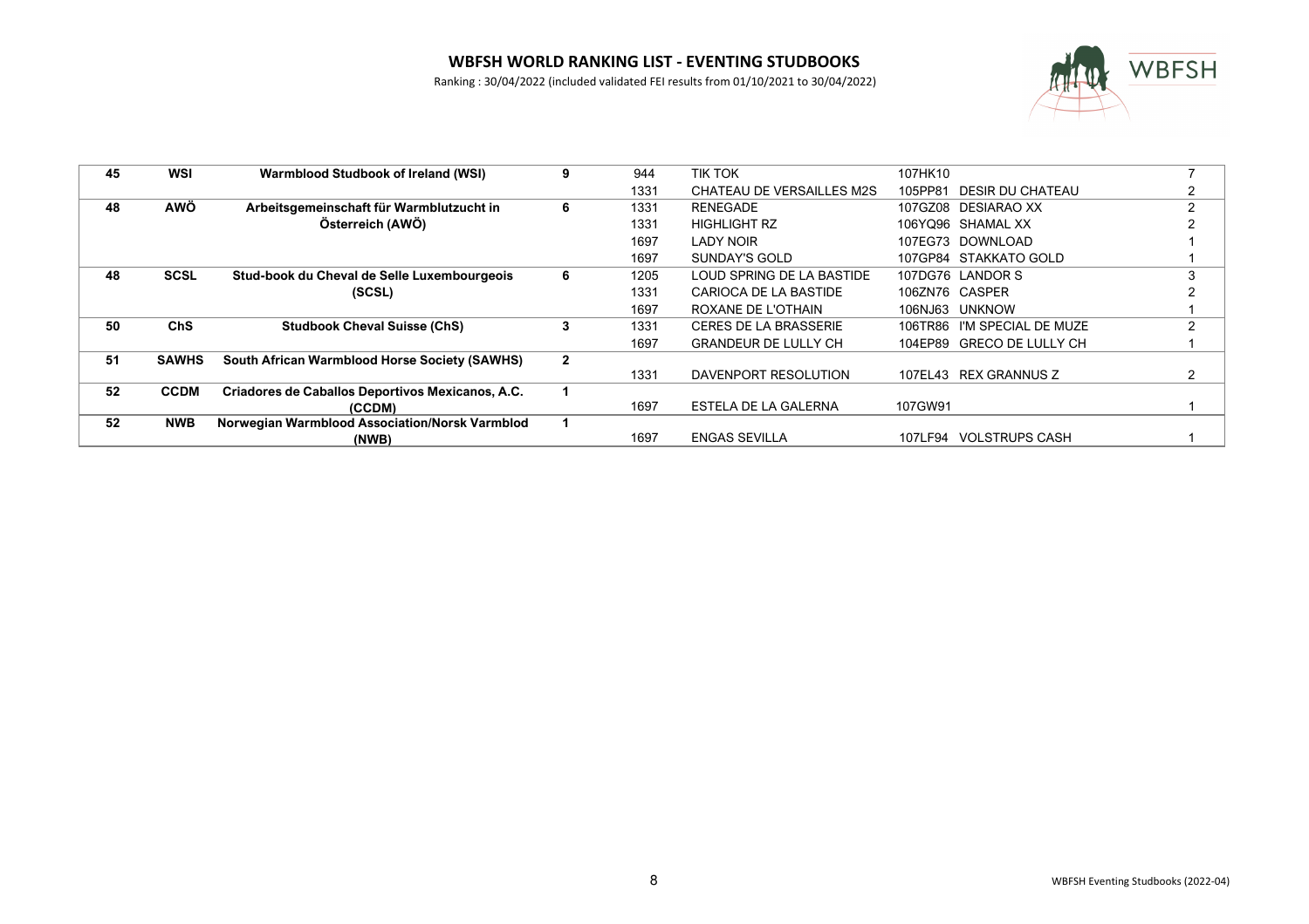# WBFSH WORLD RANKING LIST - EVENTING STUDBOOKS

Ranking : 30/04/2022 (included validated FEI results from 01/10/2021 to 30/04/2022)

| | | | | | | | | |
|---|---|---|---|---|---|---|---|---|
| **45** | **WSI** | **Warmblood Studbook of Ireland (WSI)** | **9** | 944 | TIK TOK | 107HK10 | | 7 |
| | | | | 1331 | CHATEAU DE VERSAILLES M2S | 105PP81 | DESIR DU CHATEAU | 2 |
| **48** | **AWÖ** | **Arbeitsgemeinschaft für Warmblutzucht in Österreich (AWÖ)** | **6** | 1331 | RENEGADE | 107GZ08 | DESIARAO XX | 2 |
| | | | | 1331 | HIGHLIGHT RZ | 106YQ96 | SHAMAL XX | 2 |
| | | | | 1697 | LADY NOIR | 107EG73 | DOWNLOAD | 1 |
| | | | | 1697 | SUNDAY'S GOLD | 107GP84 | STAKKATO GOLD | 1 |
| **48** | **SCSL** | **Stud-book du Cheval de Selle Luxembourgeois (SCSL)** | **6** | 1205 | LOUD SPRING DE LA BASTIDE | 107DG76 | LANDOR S | 3 |
| | | | | 1331 | CARIOCA DE LA BASTIDE | 106ZN76 | CASPER | 2 |
| | | | | 1697 | ROXANE DE L'OTHAIN | 106NJ63 | UNKNOW | 1 |
| **50** | **ChS** | **Studbook Cheval Suisse (ChS)** | **3** | 1331 | CERES DE LA BRASSERIE | 106TR86 | I'M SPECIAL DE MUZE | 2 |
| | | | | 1697 | GRANDEUR DE LULLY CH | 104EP89 | GRECO DE LULLY CH | 1 |
| **51** | **SAWHS** | **South African Warmblood Horse Society (SAWHS)** | **2** | 1331 | DAVENPORT RESOLUTION | 107EL43 | REX GRANNUS Z | 2 |
| **52** | **CCDM** | **Criadores de Caballos Deportivos Mexicanos, A.C. (CCDM)** | **1** | 1697 | ESTELA DE LA GALERNA | 107GW91 | | 1 |
| **52** | **NWB** | **Norwegian Warmblood Association/Norsk Varmblod (NWB)** | **1** | 1697 | ENGAS SEVILLA | 107LF94 | VOLSTRUPS CASH | 1 |